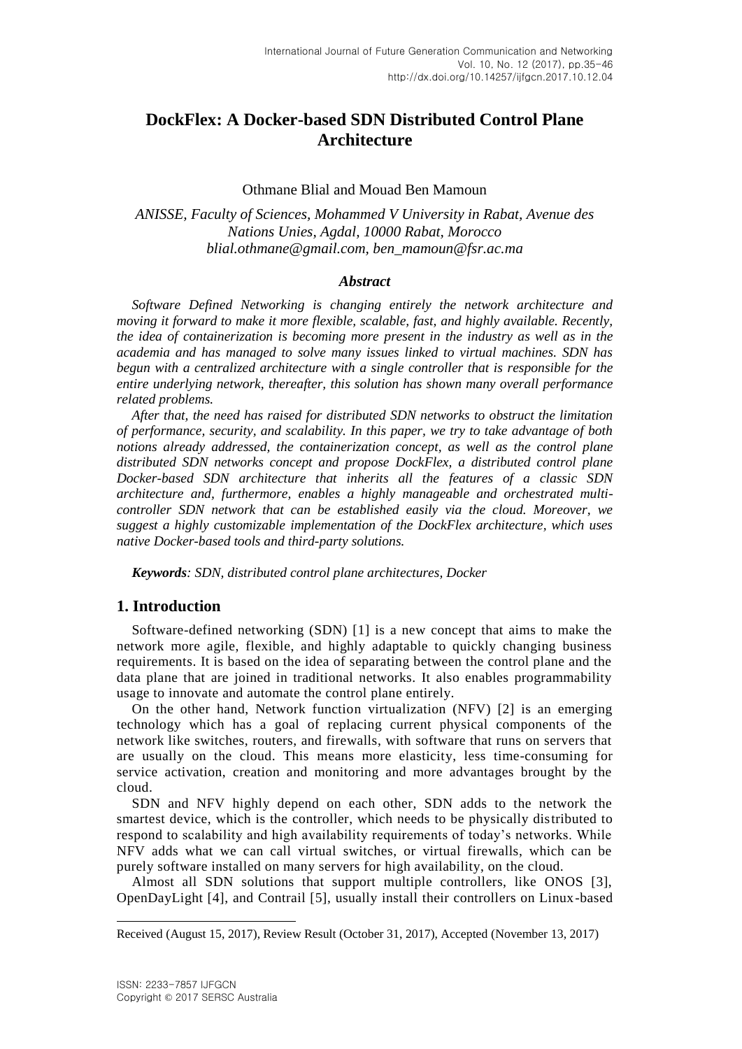# DockFlex: A Docker-based SDN Distributed Control Plane Architecture

Othmane Blial and Mouad Ben Mamoun

*ANISSE, Faculty of Sciences, Mohammed V University in Rabat, Avenue des Nations Unies, Agdal, 10000 Rabat, Morocco*
*blial.othmane@gmail.com, ben_mamoun@fsr.ac.ma*

### *Abstract*

*Software Defined Networking is changing entirely the network architecture and moving it forward to make it more flexible, scalable, fast, and highly available. Recently, the idea of containerization is becoming more present in the industry as well as in the academia and has managed to solve many issues linked to virtual machines. SDN has begun with a centralized architecture with a single controller that is responsible for the entire underlying network, thereafter, this solution has shown many overall performance related problems.*

*After that, the need has raised for distributed SDN networks to obstruct the limitation of performance, security, and scalability. In this paper, we try to take advantage of both notions already addressed, the containerization concept, as well as the control plane distributed SDN networks concept and propose DockFlex, a distributed control plane Docker-based SDN architecture that inherits all the features of a classic SDN architecture and, furthermore, enables a highly manageable and orchestrated multi-controller SDN network that can be established easily via the cloud. Moreover, we suggest a highly customizable implementation of the DockFlex architecture, which uses native Docker-based tools and third-party solutions.*

***Keywords****: SDN, distributed control plane architectures, Docker*

## 1. Introduction

Software-defined networking (SDN) [1] is a new concept that aims to make the network more agile, flexible, and highly adaptable to quickly changing business requirements. It is based on the idea of separating between the control plane and the data plane that are joined in traditional networks. It also enables programmability usage to innovate and automate the control plane entirely.

On the other hand, Network function virtualization (NFV) [2] is an emerging technology which has a goal of replacing current physical components of the network like switches, routers, and firewalls, with software that runs on servers that are usually on the cloud. This means more elasticity, less time-consuming for service activation, creation and monitoring and more advantages brought by the cloud.

SDN and NFV highly depend on each other, SDN adds to the network the smartest device, which is the controller, which needs to be physically distributed to respond to scalability and high availability requirements of today's networks. While NFV adds what we can call virtual switches, or virtual firewalls, which can be purely software installed on many servers for high availability, on the cloud.

Almost all SDN solutions that support multiple controllers, like ONOS [3], OpenDayLight [4], and Contrail [5], usually install their controllers on Linux-based

Received (August 15, 2017), Review Result (October 31, 2017), Accepted (November 13, 2017)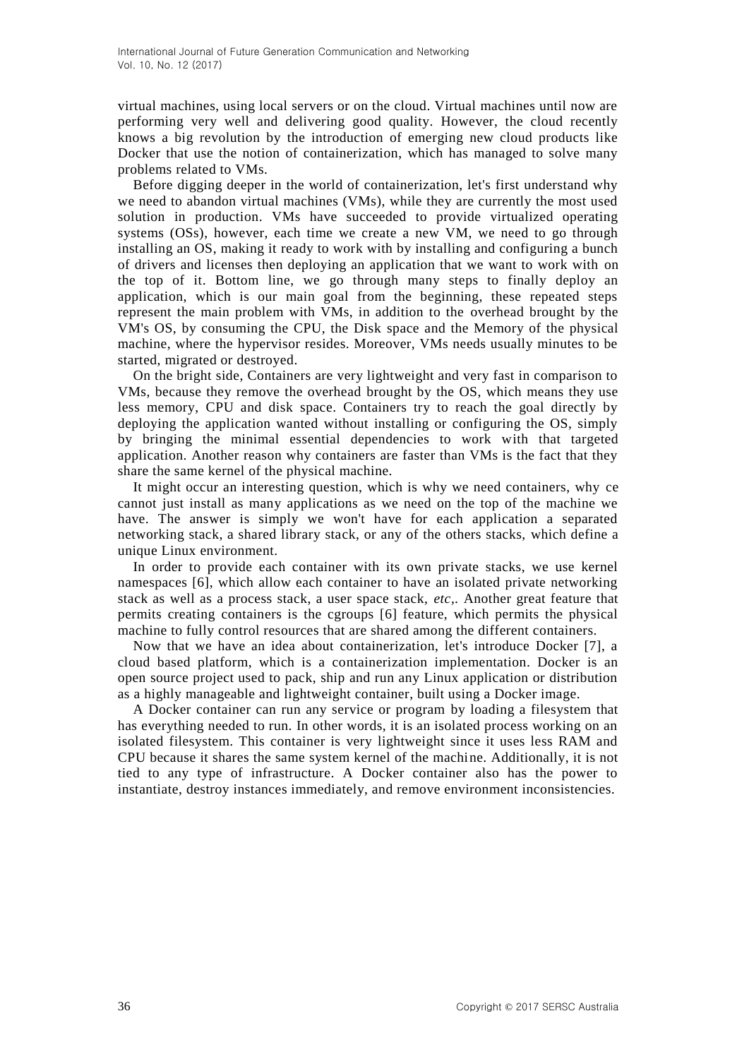virtual machines, using local servers or on the cloud. Virtual machines until now are performing very well and delivering good quality. However, the cloud recently knows a big revolution by the introduction of emerging new cloud products like Docker that use the notion of containerization, which has managed to solve many problems related to VMs.

Before digging deeper in the world of containerization, let's first understand why we need to abandon virtual machines (VMs), while they are currently the most used solution in production. VMs have succeeded to provide virtualized operating systems (OSs), however, each time we create a new VM, we need to go through installing an OS, making it ready to work with by installing and configuring a bunch of drivers and licenses then deploying an application that we want to work with on the top of it. Bottom line, we go through many steps to finally deploy an application, which is our main goal from the beginning, these repeated steps represent the main problem with VMs, in addition to the overhead brought by the VM's OS, by consuming the CPU, the Disk space and the Memory of the physical machine, where the hypervisor resides. Moreover, VMs needs usually minutes to be started, migrated or destroyed.

On the bright side, Containers are very lightweight and very fast in comparison to VMs, because they remove the overhead brought by the OS, which means they use less memory, CPU and disk space. Containers try to reach the goal directly by deploying the application wanted without installing or configuring the OS, simply by bringing the minimal essential dependencies to work with that targeted application. Another reason why containers are faster than VMs is the fact that they share the same kernel of the physical machine.

It might occur an interesting question, which is why we need containers, why ce cannot just install as many applications as we need on the top of the machine we have. The answer is simply we won't have for each application a separated networking stack, a shared library stack, or any of the others stacks, which define a unique Linux environment.

In order to provide each container with its own private stacks, we use kernel namespaces [6], which allow each container to have an isolated private networking stack as well as a process stack, a user space stack, *etc*,. Another great feature that permits creating containers is the cgroups [6] feature, which permits the physical machine to fully control resources that are shared among the different containers.

Now that we have an idea about containerization, let's introduce Docker [7], a cloud based platform, which is a containerization implementation. Docker is an open source project used to pack, ship and run any Linux application or distribution as a highly manageable and lightweight container, built using a Docker image.

A Docker container can run any service or program by loading a filesystem that has everything needed to run. In other words, it is an isolated process working on an isolated filesystem. This container is very lightweight since it uses less RAM and CPU because it shares the same system kernel of the machine. Additionally, it is not tied to any type of infrastructure. A Docker container also has the power to instantiate, destroy instances immediately, and remove environment inconsistencies.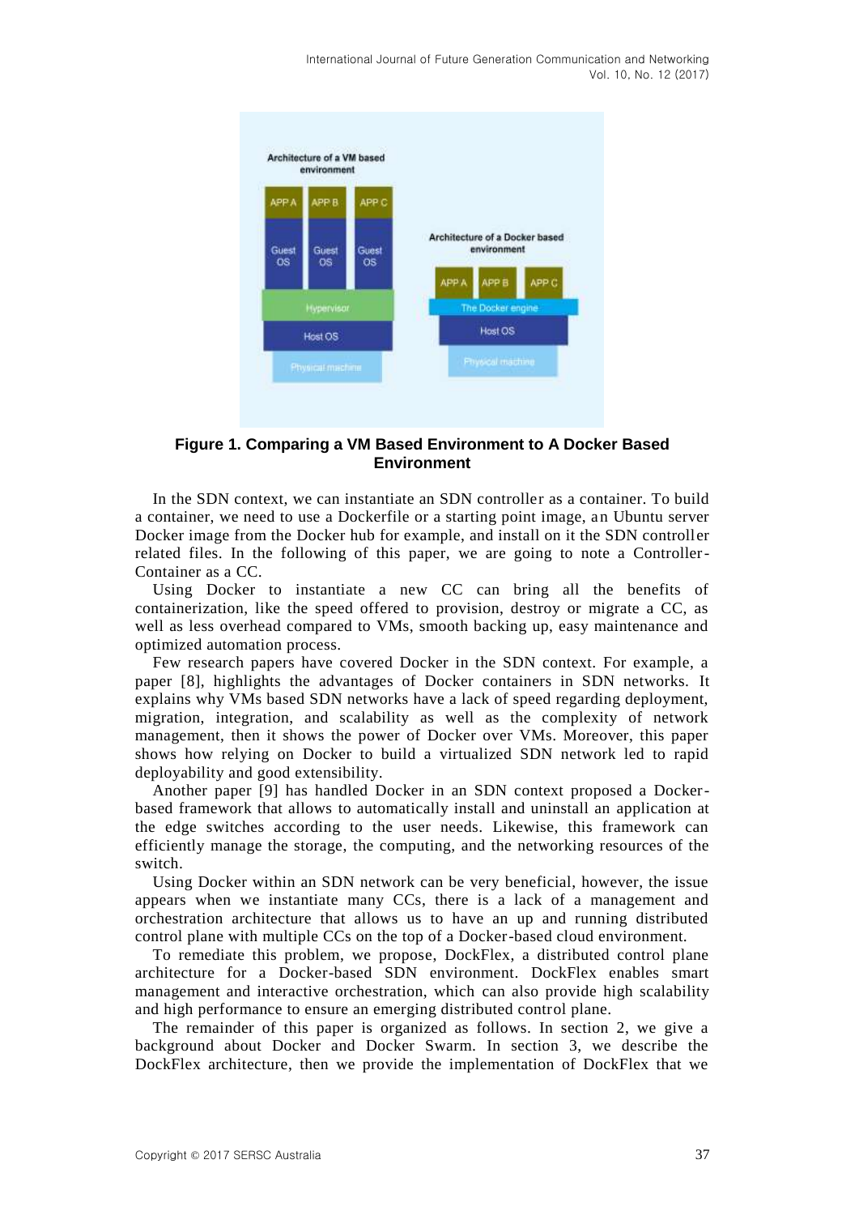**Figure 1. Comparing a VM Based Environment to A Docker Based Environment**

In the SDN context, we can instantiate an SDN controller as a container. To build a container, we need to use a Dockerfile or a starting point image, an Ubuntu server Docker image from the Docker hub for example, and install on it the SDN controller related files. In the following of this paper, we are going to note a Controller-Container as a CC.

Using Docker to instantiate a new CC can bring all the benefits of containerization, like the speed offered to provision, destroy or migrate a CC, as well as less overhead compared to VMs, smooth backing up, easy maintenance and optimized automation process.

Few research papers have covered Docker in the SDN context. For example, a paper [8], highlights the advantages of Docker containers in SDN networks. It explains why VMs based SDN networks have a lack of speed regarding deployment, migration, integration, and scalability as well as the complexity of network management, then it shows the power of Docker over VMs. Moreover, this paper shows how relying on Docker to build a virtualized SDN network led to rapid deployability and good extensibility.

Another paper [9] has handled Docker in an SDN context proposed a Docker-based framework that allows to automatically install and uninstall an application at the edge switches according to the user needs. Likewise, this framework can efficiently manage the storage, the computing, and the networking resources of the switch.

Using Docker within an SDN network can be very beneficial, however, the issue appears when we instantiate many CCs, there is a lack of a management and orchestration architecture that allows us to have an up and running distributed control plane with multiple CCs on the top of a Docker-based cloud environment.

To remediate this problem, we propose, DockFlex, a distributed control plane architecture for a Docker-based SDN environment. DockFlex enables smart management and interactive orchestration, which can also provide high scalability and high performance to ensure an emerging distributed control plane.

The remainder of this paper is organized as follows. In section 2, we give a background about Docker and Docker Swarm. In section 3, we describe the DockFlex architecture, then we provide the implementation of DockFlex that we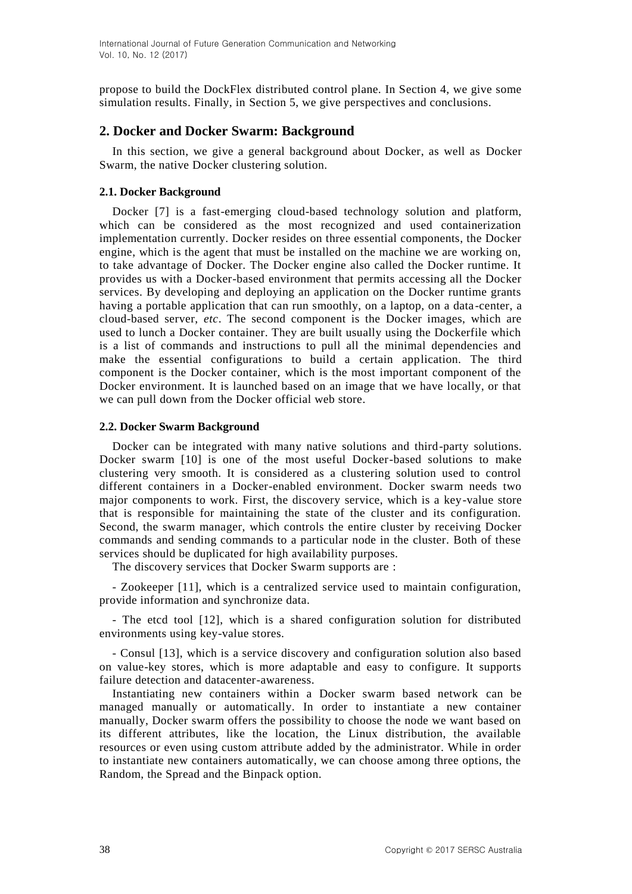propose to build the DockFlex distributed control plane. In Section 4, we give some simulation results. Finally, in Section 5, we give perspectives and conclusions.

## 2. Docker and Docker Swarm: Background

In this section, we give a general background about Docker, as well as Docker Swarm, the native Docker clustering solution.

### 2.1. Docker Background

Docker [7] is a fast-emerging cloud-based technology solution and platform, which can be considered as the most recognized and used containerization implementation currently. Docker resides on three essential components, the Docker engine, which is the agent that must be installed on the machine we are working on, to take advantage of Docker. The Docker engine also called the Docker runtime. It provides us with a Docker-based environment that permits accessing all the Docker services. By developing and deploying an application on the Docker runtime grants having a portable application that can run smoothly, on a laptop, on a data-center, a cloud-based server, *etc*. The second component is the Docker images, which are used to lunch a Docker container. They are built usually using the Dockerfile which is a list of commands and instructions to pull all the minimal dependencies and make the essential configurations to build a certain application. The third component is the Docker container, which is the most important component of the Docker environment. It is launched based on an image that we have locally, or that we can pull down from the Docker official web store.

### 2.2. Docker Swarm Background

Docker can be integrated with many native solutions and third-party solutions. Docker swarm [10] is one of the most useful Docker-based solutions to make clustering very smooth. It is considered as a clustering solution used to control different containers in a Docker-enabled environment. Docker swarm needs two major components to work. First, the discovery service, which is a key-value store that is responsible for maintaining the state of the cluster and its configuration. Second, the swarm manager, which controls the entire cluster by receiving Docker commands and sending commands to a particular node in the cluster. Both of these services should be duplicated for high availability purposes.

The discovery services that Docker Swarm supports are :

- Zookeeper [11], which is a centralized service used to maintain configuration, provide information and synchronize data.

- The etcd tool [12], which is a shared configuration solution for distributed environments using key-value stores.

- Consul [13], which is a service discovery and configuration solution also based on value-key stores, which is more adaptable and easy to configure. It supports failure detection and datacenter-awareness.

Instantiating new containers within a Docker swarm based network can be managed manually or automatically. In order to instantiate a new container manually, Docker swarm offers the possibility to choose the node we want based on its different attributes, like the location, the Linux distribution, the available resources or even using custom attribute added by the administrator. While in order to instantiate new containers automatically, we can choose among three options, the Random, the Spread and the Binpack option.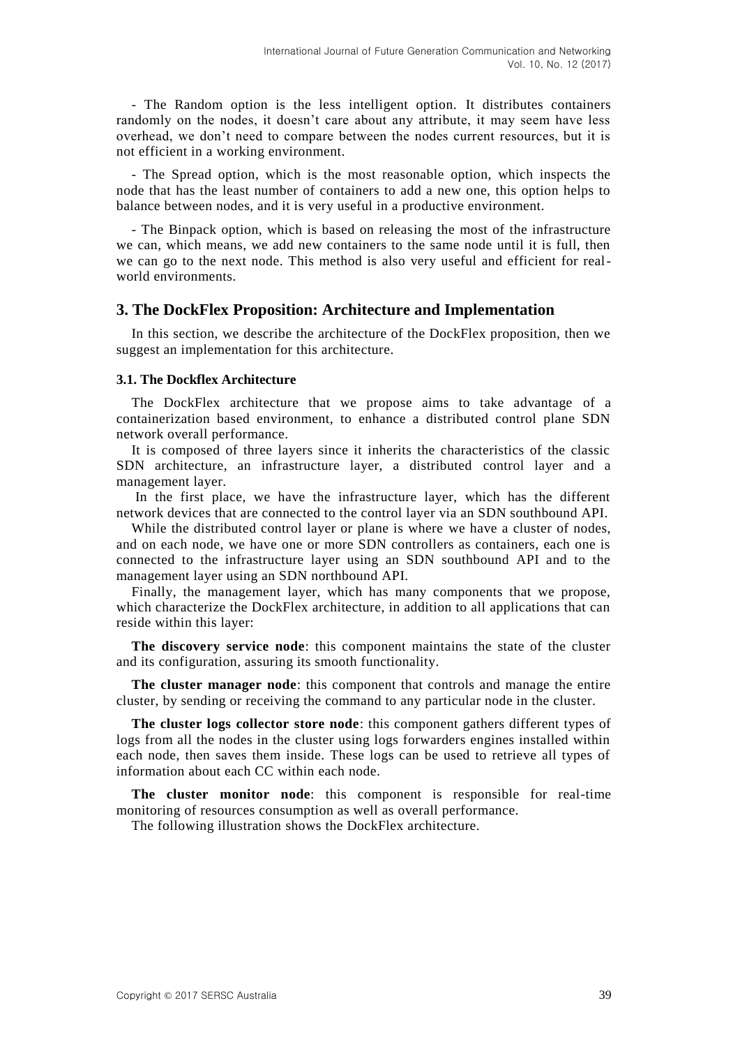- The Random option is the less intelligent option. It distributes containers randomly on the nodes, it doesn't care about any attribute, it may seem have less overhead, we don't need to compare between the nodes current resources, but it is not efficient in a working environment.

- The Spread option, which is the most reasonable option, which inspects the node that has the least number of containers to add a new one, this option helps to balance between nodes, and it is very useful in a productive environment.

- The Binpack option, which is based on releasing the most of the infrastructure we can, which means, we add new containers to the same node until it is full, then we can go to the next node. This method is also very useful and efficient for real-world environments.

## 3. The DockFlex Proposition: Architecture and Implementation

In this section, we describe the architecture of the DockFlex proposition, then we suggest an implementation for this architecture.

### 3.1. The Dockflex Architecture

The DockFlex architecture that we propose aims to take advantage of a containerization based environment, to enhance a distributed control plane SDN network overall performance.

It is composed of three layers since it inherits the characteristics of the classic SDN architecture, an infrastructure layer, a distributed control layer and a management layer.

In the first place, we have the infrastructure layer, which has the different network devices that are connected to the control layer via an SDN southbound API.

While the distributed control layer or plane is where we have a cluster of nodes, and on each node, we have one or more SDN controllers as containers, each one is connected to the infrastructure layer using an SDN southbound API and to the management layer using an SDN northbound API.

Finally, the management layer, which has many components that we propose, which characterize the DockFlex architecture, in addition to all applications that can reside within this layer:

**The discovery service node**: this component maintains the state of the cluster and its configuration, assuring its smooth functionality.

**The cluster manager node**: this component that controls and manage the entire cluster, by sending or receiving the command to any particular node in the cluster.

**The cluster logs collector store node**: this component gathers different types of logs from all the nodes in the cluster using logs forwarders engines installed within each node, then saves them inside. These logs can be used to retrieve all types of information about each CC within each node.

**The cluster monitor node**: this component is responsible for real-time monitoring of resources consumption as well as overall performance.

The following illustration shows the DockFlex architecture.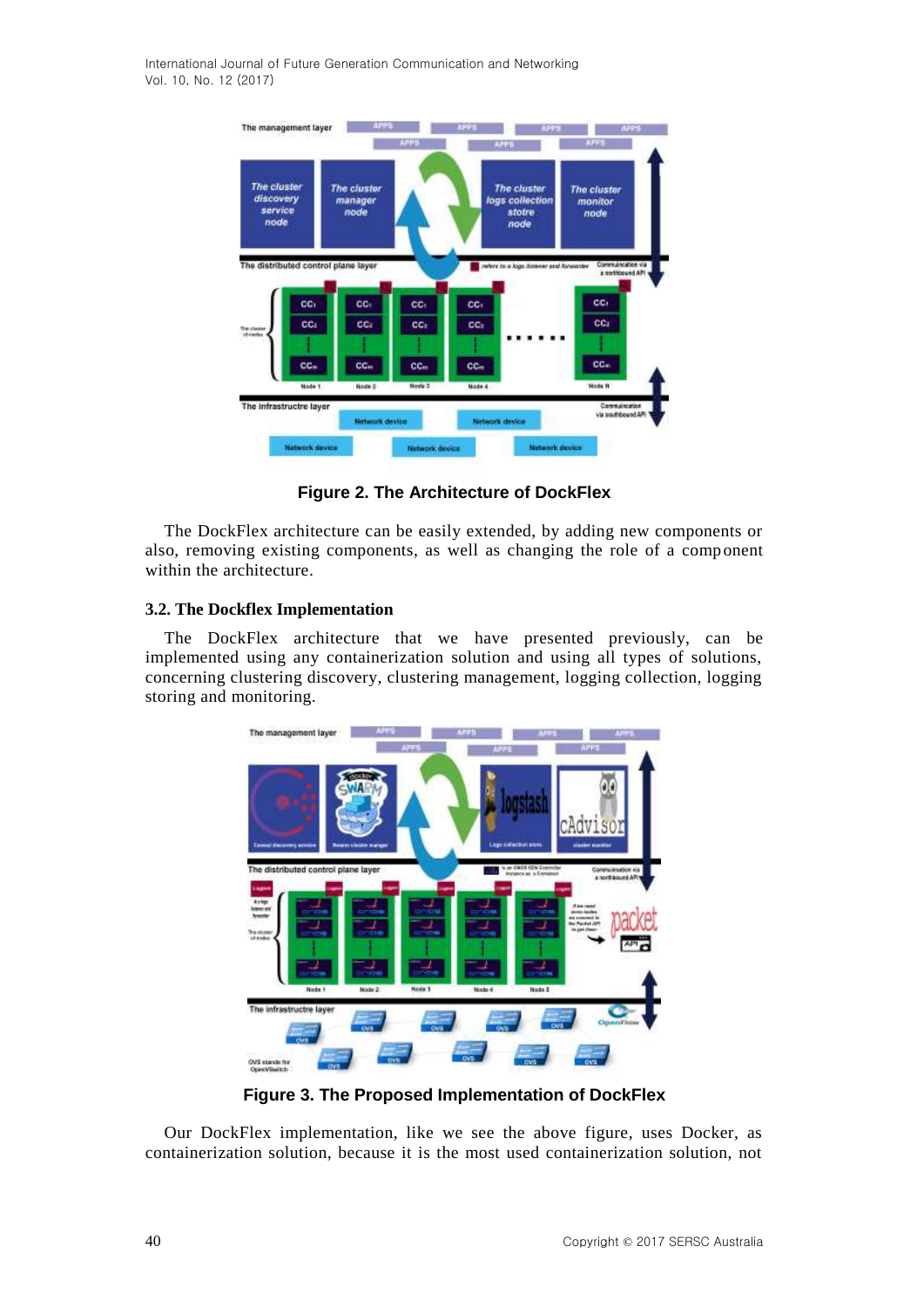Figure 2. The Architecture of DockFlex

The DockFlex architecture can be easily extended, by adding new components or also, removing existing components, as well as changing the role of a component within the architecture.

### 3.2. The Dockflex Implementation

The DockFlex architecture that we have presented previously, can be implemented using any containerization solution and using all types of solutions, concerning clustering discovery, clustering management, logging collection, logging storing and monitoring.

Figure 3. The Proposed Implementation of DockFlex

Our DockFlex implementation, like we see the above figure, uses Docker, as containerization solution, because it is the most used containerization solution, not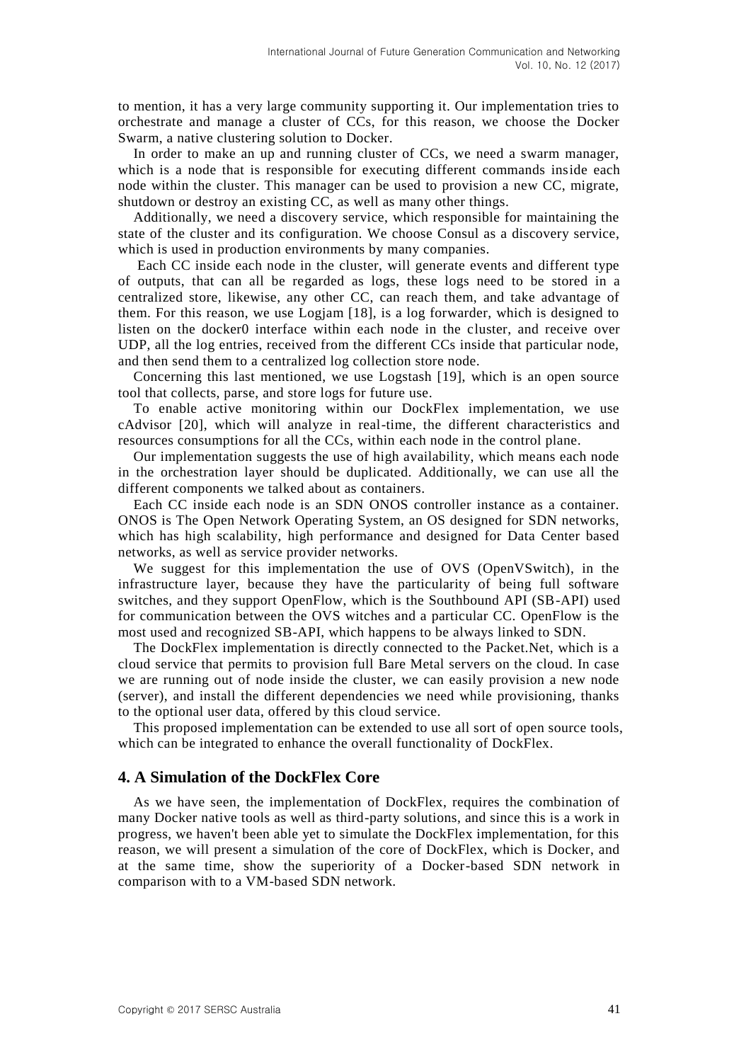to mention, it has a very large community supporting it. Our implementation tries to orchestrate and manage a cluster of CCs, for this reason, we choose the Docker Swarm, a native clustering solution to Docker.

In order to make an up and running cluster of CCs, we need a swarm manager, which is a node that is responsible for executing different commands inside each node within the cluster. This manager can be used to provision a new CC, migrate, shutdown or destroy an existing CC, as well as many other things.

Additionally, we need a discovery service, which responsible for maintaining the state of the cluster and its configuration. We choose Consul as a discovery service, which is used in production environments by many companies.

Each CC inside each node in the cluster, will generate events and different type of outputs, that can all be regarded as logs, these logs need to be stored in a centralized store, likewise, any other CC, can reach them, and take advantage of them. For this reason, we use Logjam [18], is a log forwarder, which is designed to listen on the docker0 interface within each node in the cluster, and receive over UDP, all the log entries, received from the different CCs inside that particular node, and then send them to a centralized log collection store node.

Concerning this last mentioned, we use Logstash [19], which is an open source tool that collects, parse, and store logs for future use.

To enable active monitoring within our DockFlex implementation, we use cAdvisor [20], which will analyze in real-time, the different characteristics and resources consumptions for all the CCs, within each node in the control plane.

Our implementation suggests the use of high availability, which means each node in the orchestration layer should be duplicated. Additionally, we can use all the different components we talked about as containers.

Each CC inside each node is an SDN ONOS controller instance as a container. ONOS is The Open Network Operating System, an OS designed for SDN networks, which has high scalability, high performance and designed for Data Center based networks, as well as service provider networks.

We suggest for this implementation the use of OVS (OpenVSwitch), in the infrastructure layer, because they have the particularity of being full software switches, and they support OpenFlow, which is the Southbound API (SB-API) used for communication between the OVS witches and a particular CC. OpenFlow is the most used and recognized SB-API, which happens to be always linked to SDN.

The DockFlex implementation is directly connected to the Packet.Net, which is a cloud service that permits to provision full Bare Metal servers on the cloud. In case we are running out of node inside the cluster, we can easily provision a new node (server), and install the different dependencies we need while provisioning, thanks to the optional user data, offered by this cloud service.

This proposed implementation can be extended to use all sort of open source tools, which can be integrated to enhance the overall functionality of DockFlex.

## 4. A Simulation of the DockFlex Core

As we have seen, the implementation of DockFlex, requires the combination of many Docker native tools as well as third-party solutions, and since this is a work in progress, we haven't been able yet to simulate the DockFlex implementation, for this reason, we will present a simulation of the core of DockFlex, which is Docker, and at the same time, show the superiority of a Docker-based SDN network in comparison with to a VM-based SDN network.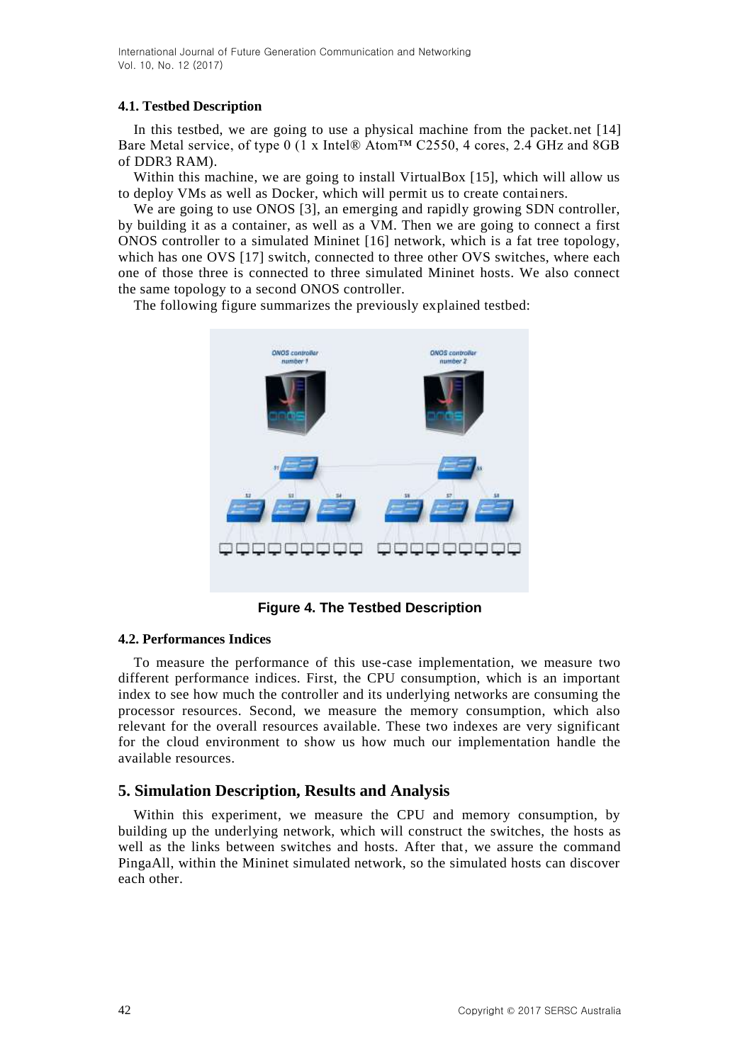### 4.1. Testbed Description

In this testbed, we are going to use a physical machine from the packet.net [14] Bare Metal service, of type 0 (1 x Intel® Atom™ C2550, 4 cores, 2.4 GHz and 8GB of DDR3 RAM).

Within this machine, we are going to install VirtualBox [15], which will allow us to deploy VMs as well as Docker, which will permit us to create containers.

We are going to use ONOS [3], an emerging and rapidly growing SDN controller, by building it as a container, as well as a VM. Then we are going to connect a first ONOS controller to a simulated Mininet [16] network, which is a fat tree topology, which has one OVS [17] switch, connected to three other OVS switches, where each one of those three is connected to three simulated Mininet hosts. We also connect the same topology to a second ONOS controller.

The following figure summarizes the previously explained testbed:

**Figure 4. The Testbed Description**

### 4.2. Performances Indices

To measure the performance of this use-case implementation, we measure two different performance indices. First, the CPU consumption, which is an important index to see how much the controller and its underlying networks are consuming the processor resources. Second, we measure the memory consumption, which also relevant for the overall resources available. These two indexes are very significant for the cloud environment to show us how much our implementation handle the available resources.

## 5. Simulation Description, Results and Analysis

Within this experiment, we measure the CPU and memory consumption, by building up the underlying network, which will construct the switches, the hosts as well as the links between switches and hosts. After that, we assure the command PingaAll, within the Mininet simulated network, so the simulated hosts can discover each other.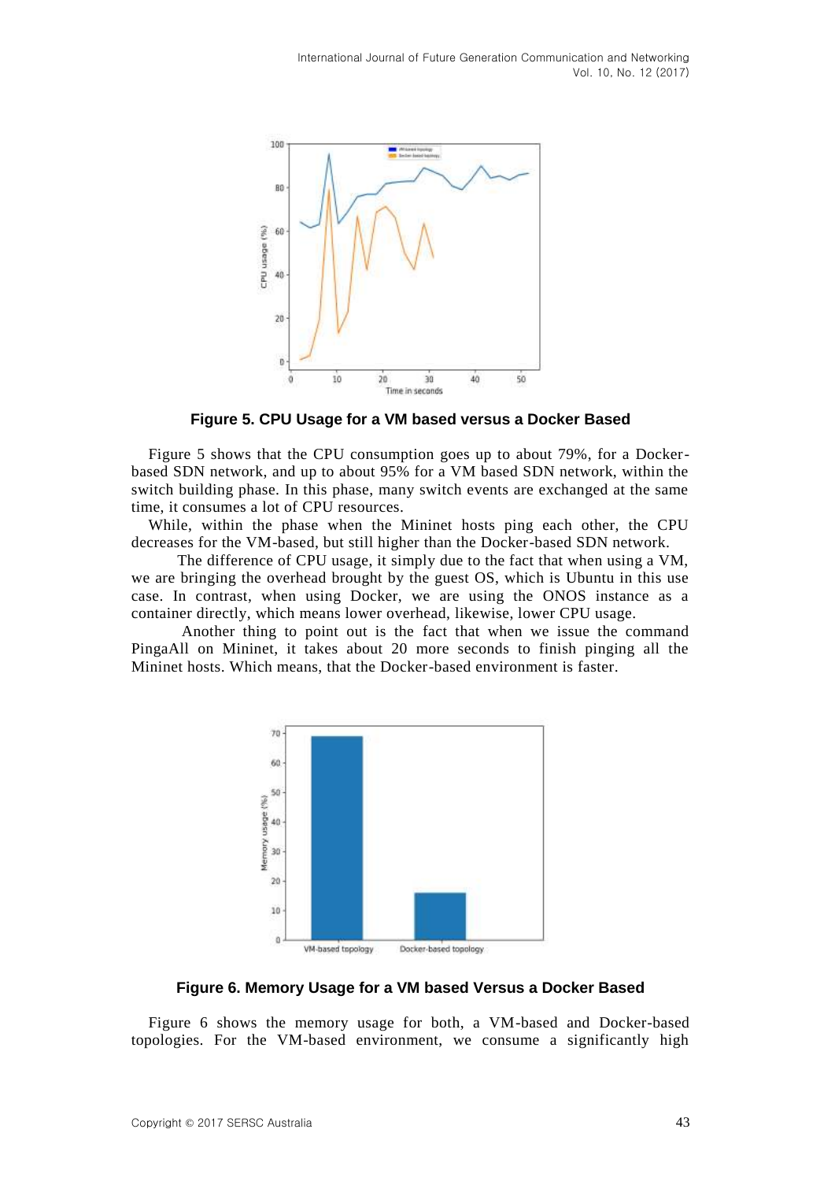**Figure 5. CPU Usage for a VM based versus a Docker Based**

Figure 5 shows that the CPU consumption goes up to about 79%, for a Docker-based SDN network, and up to about 95% for a VM based SDN network, within the switch building phase. In this phase, many switch events are exchanged at the same time, it consumes a lot of CPU resources.

While, within the phase when the Mininet hosts ping each other, the CPU decreases for the VM-based, but still higher than the Docker-based SDN network.

The difference of CPU usage, it simply due to the fact that when using a VM, we are bringing the overhead brought by the guest OS, which is Ubuntu in this use case. In contrast, when using Docker, we are using the ONOS instance as a container directly, which means lower overhead, likewise, lower CPU usage.

Another thing to point out is the fact that when we issue the command PingaAll on Mininet, it takes about 20 more seconds to finish pinging all the Mininet hosts. Which means, that the Docker-based environment is faster.

**Figure 6. Memory Usage for a VM based Versus a Docker Based**

Figure 6 shows the memory usage for both, a VM-based and Docker-based topologies. For the VM-based environment, we consume a significantly high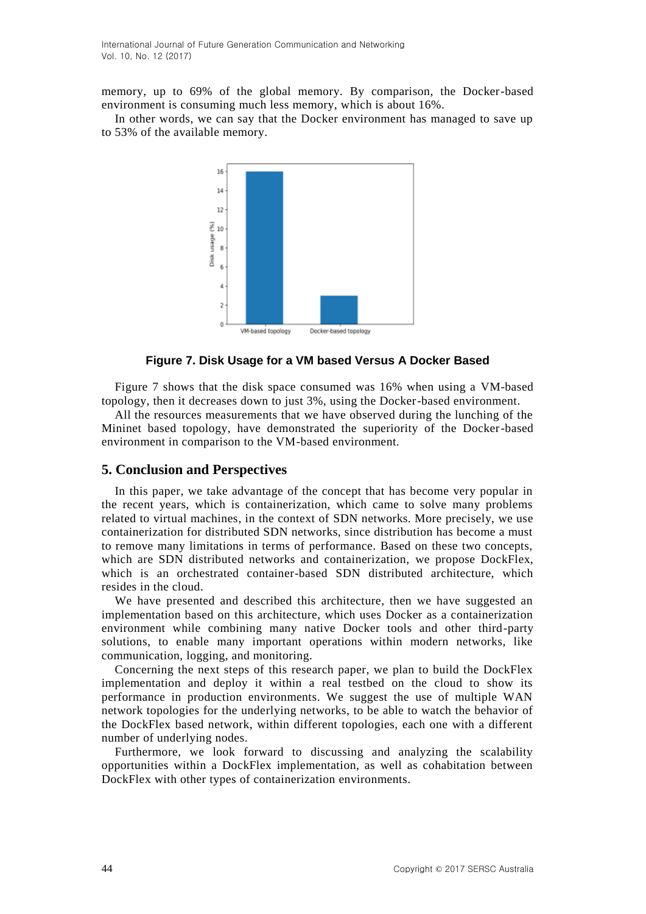memory, up to 69% of the global memory. By comparison, the Docker-based environment is consuming much less memory, which is about 16%.

In other words, we can say that the Docker environment has managed to save up to 53% of the available memory.

**Figure 7. Disk Usage for a VM based Versus A Docker Based**

Figure 7 shows that the disk space consumed was 16% when using a VM-based topology, then it decreases down to just 3%, using the Docker-based environment.

All the resources measurements that we have observed during the lunching of the Mininet based topology, have demonstrated the superiority of the Docker-based environment in comparison to the VM-based environment.

## 5. Conclusion and Perspectives

In this paper, we take advantage of the concept that has become very popular in the recent years, which is containerization, which came to solve many problems related to virtual machines, in the context of SDN networks. More precisely, we use containerization for distributed SDN networks, since distribution has become a must to remove many limitations in terms of performance. Based on these two concepts, which are SDN distributed networks and containerization, we propose DockFlex, which is an orchestrated container-based SDN distributed architecture, which resides in the cloud.

We have presented and described this architecture, then we have suggested an implementation based on this architecture, which uses Docker as a containerization environment while combining many native Docker tools and other third-party solutions, to enable many important operations within modern networks, like communication, logging, and monitoring.

Concerning the next steps of this research paper, we plan to build the DockFlex implementation and deploy it within a real testbed on the cloud to show its performance in production environments. We suggest the use of multiple WAN network topologies for the underlying networks, to be able to watch the behavior of the DockFlex based network, within different topologies, each one with a different number of underlying nodes.

Furthermore, we look forward to discussing and analyzing the scalability opportunities within a DockFlex implementation, as well as cohabitation between DockFlex with other types of containerization environments.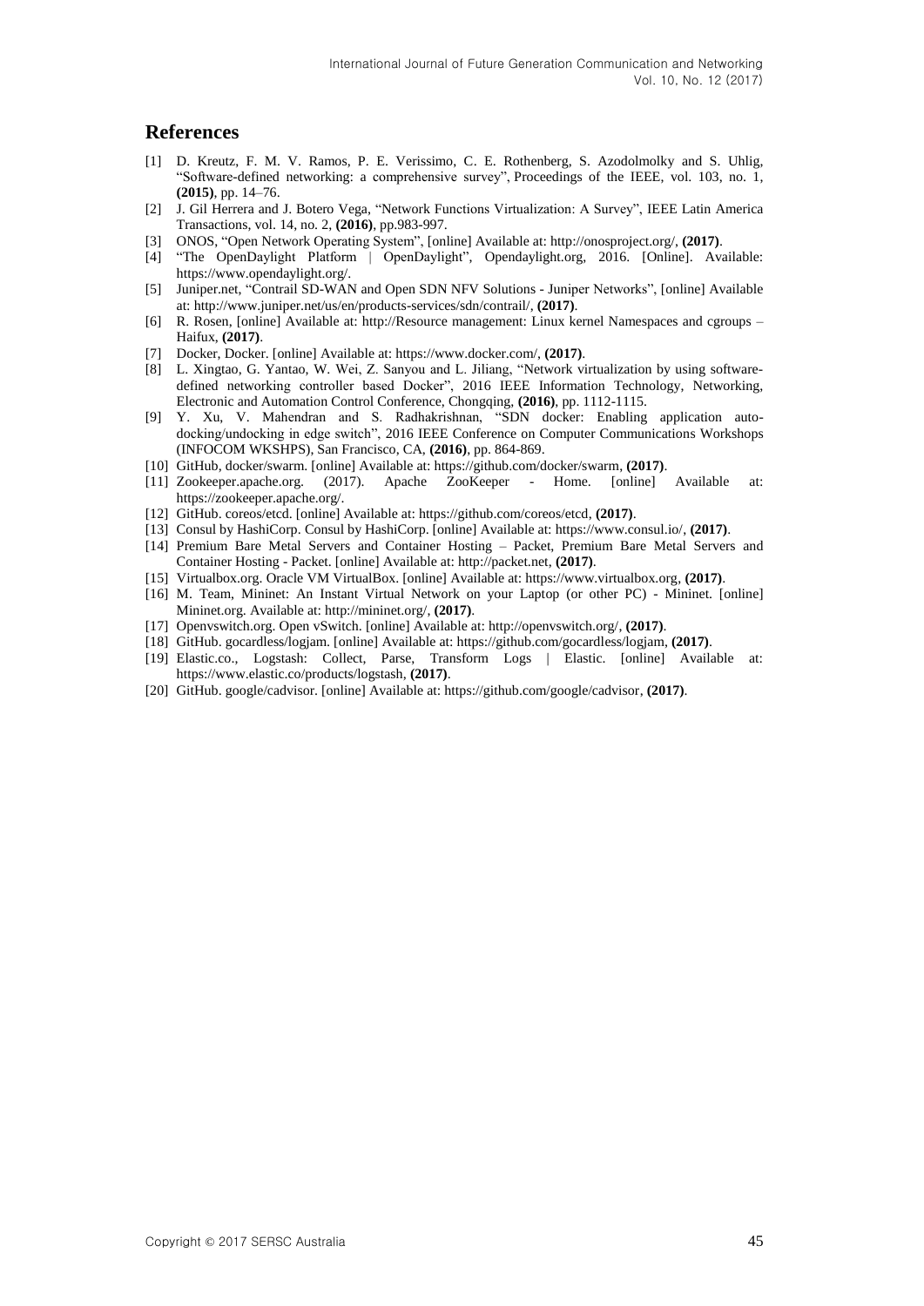## References

[1] D. Kreutz, F. M. V. Ramos, P. E. Verissimo, C. E. Rothenberg, S. Azodolmolky and S. Uhlig, "Software-defined networking: a comprehensive survey", Proceedings of the IEEE, vol. 103, no. 1, **(2015)**, pp. 14–76.

[2] J. Gil Herrera and J. Botero Vega, "Network Functions Virtualization: A Survey", IEEE Latin America Transactions, vol. 14, no. 2, **(2016)**, pp.983-997.

[3] ONOS, "Open Network Operating System", [online] Available at: http://onosproject.org/, **(2017)**.

[4] "The OpenDaylight Platform | OpenDaylight", Opendaylight.org, 2016. [Online]. Available: https://www.opendaylight.org/.

[5] Juniper.net, "Contrail SD-WAN and Open SDN NFV Solutions - Juniper Networks", [online] Available at: http://www.juniper.net/us/en/products-services/sdn/contrail/, **(2017)**.

[6] R. Rosen, [online] Available at: http://Resource management: Linux kernel Namespaces and cgroups – Haifux, **(2017)**.

[7] Docker, Docker. [online] Available at: https://www.docker.com/, **(2017)**.

[8] L. Xingtao, G. Yantao, W. Wei, Z. Sanyou and L. Jiliang, "Network virtualization by using software-defined networking controller based Docker", 2016 IEEE Information Technology, Networking, Electronic and Automation Control Conference, Chongqing, **(2016)**, pp. 1112-1115.

[9] Y. Xu, V. Mahendran and S. Radhakrishnan, "SDN docker: Enabling application auto-docking/undocking in edge switch", 2016 IEEE Conference on Computer Communications Workshops (INFOCOM WKSHPS), San Francisco, CA, **(2016)**, pp. 864-869.

[10] GitHub, docker/swarm. [online] Available at: https://github.com/docker/swarm, **(2017)**.

[11] Zookeeper.apache.org. (2017). Apache ZooKeeper - Home. [online] Available at: https://zookeeper.apache.org/.

[12] GitHub. coreos/etcd. [online] Available at: https://github.com/coreos/etcd, **(2017)**.

[13] Consul by HashiCorp. Consul by HashiCorp. [online] Available at: https://www.consul.io/, **(2017)**.

[14] Premium Bare Metal Servers and Container Hosting – Packet, Premium Bare Metal Servers and Container Hosting - Packet. [online] Available at: http://packet.net, **(2017)**.

[15] Virtualbox.org. Oracle VM VirtualBox. [online] Available at: https://www.virtualbox.org, **(2017)**.

[16] M. Team, Mininet: An Instant Virtual Network on your Laptop (or other PC) - Mininet. [online] Mininet.org. Available at: http://mininet.org/, **(2017)**.

[17] Openvswitch.org. Open vSwitch. [online] Available at: http://openvswitch.org/, **(2017)**.

[18] GitHub. gocardless/logjam. [online] Available at: https://github.com/gocardless/logjam, **(2017)**.

[19] Elastic.co., Logstash: Collect, Parse, Transform Logs | Elastic. [online] Available at: https://www.elastic.co/products/logstash, **(2017)**.

[20] GitHub. google/cadvisor. [online] Available at: https://github.com/google/cadvisor, **(2017)**.